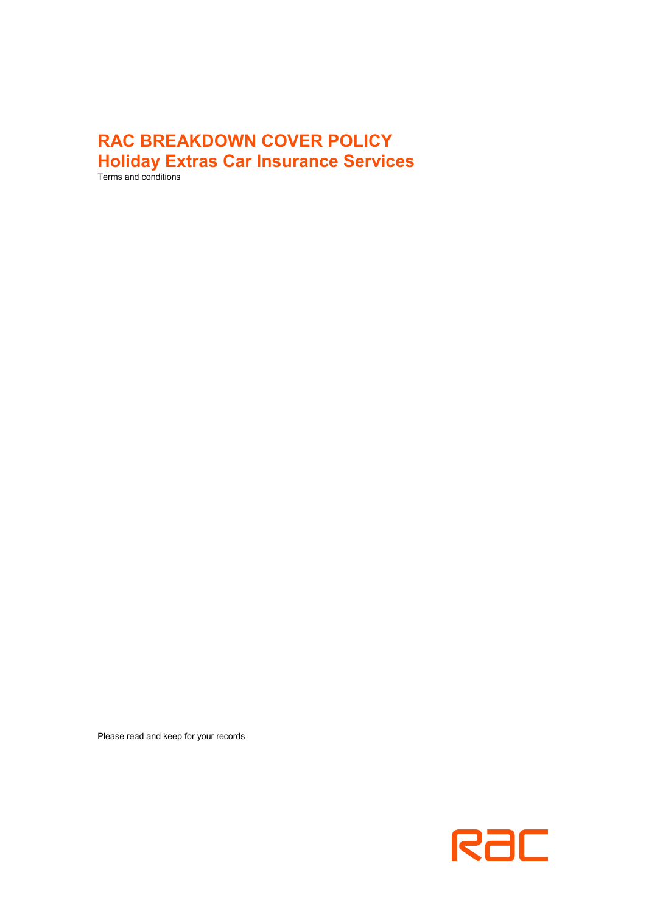# RAC BREAKDOWN COVER POLICY
## Holiday Extras Car Insurance Services

Terms and conditions

Please read and keep for your records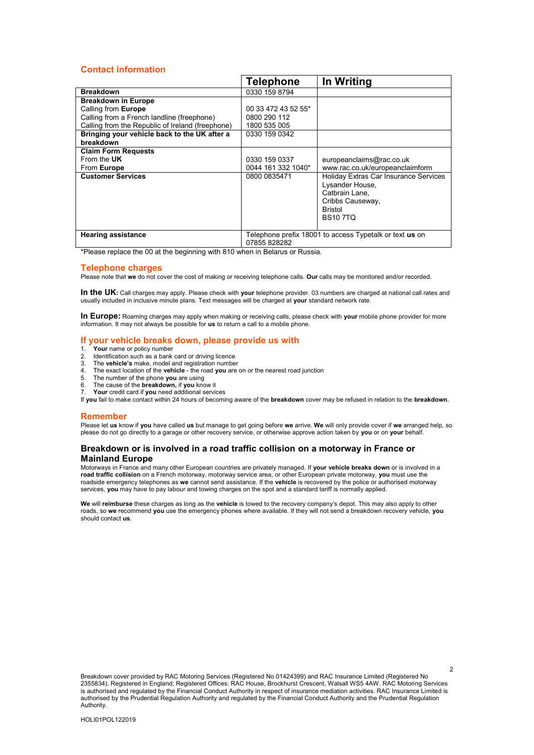## Contact information

| | Telephone | In Writing |
|---|---|---|
| **Breakdown** | 0330 159 8794 | |
| **Breakdown in Europe**<br>Calling from **Europe**<br>Calling from a French landline (freephone)<br>Calling from the Republic of Ireland (freephone) | <br>00 33 472 43 52 55*<br>0800 290 112<br>1800 535 005 | |
| **Bringing your vehicle back to the UK after a breakdown** | 0330 159 0342 | |
| **Claim Form Requests**<br>From the **UK**<br>From **Europe** | <br>0330 159 0337<br>0044 161 332 1040* | <br>europeanclaims@rac.co.uk<br>www.rac.co.uk/europeanclaimform |
| **Customer Services** | 0800 0835471 | Holiday Extras Car Insurance Services<br>Lysander House,<br>Catbrain Lane,<br>Cribbs Causeway,<br>Bristol<br>BS10 7TQ |
| **Hearing assistance** | Telephone prefix 18001 to access Typetalk or text **us** on 07855 828282 | |

*Please replace the 00 at the beginning with 810 when in Belarus or Russia.

## Telephone charges

Please note that **we** do not cover the cost of making or receiving telephone calls. **Our** calls may be monitored and/or recorded.

**In the UK:** Call charges may apply. Please check with **your** telephone provider. 03 numbers are charged at national call rates and usually included in inclusive minute plans. Text messages will be charged at **your** standard network rate.

**In Europe:** Roaming charges may apply when making or receiving calls, please check with **your** mobile phone provider for more information. It may not always be possible for **us** to return a call to a mobile phone.

## If your vehicle breaks down, please provide us with

1. **Your** name or policy number
2. Identification such as a bank card or driving licence
3. The **vehicle's** make, model and registration number
4. The exact location of the **vehicle** - the road **you** are on or the nearest road junction
5. The number of the phone **you** are using
6. The cause of the **breakdown,** if **you** know it
7. **Your** credit card if **you** need additional services

If **you** fail to make contact within 24 hours of becoming aware of the **breakdown** cover may be refused in relation to the **breakdown**.

## Remember

Please let **us** know if **you** have called **us** but manage to get going before **we** arrive. **We** will only provide cover if **we** arranged help, so please do not go directly to a garage or other recovery service, or otherwise approve action taken by **you** or on **your** behalf.

## Breakdown or is involved in a road traffic collision on a motorway in France or Mainland Europe

Motorways in France and many other European countries are privately managed. If **your vehicle breaks down** or is involved in a **road traffic collision** on a French motorway, motorway service area, or other European private motorway, **you** must use the roadside emergency telephones as **we** cannot send assistance. If the **vehicle** is recovered by the police or authorised motorway services, **you** may have to pay labour and towing charges on the spot and a standard tariff is normally applied.

**We** will **reimburse** these charges as long as the **vehicle** is towed to the recovery company's depot. This may also apply to other roads, so **we** recommend **you** use the emergency phones where available. If they will not send a breakdown recovery vehicle, **you** should contact **us**.

Breakdown cover provided by RAC Motoring Services (Registered No 01424399) and RAC Insurance Limited (Registered No 2355834). Registered in England; Registered Offices: RAC House, Brockhurst Crescent, Walsall WS5 4AW. RAC Motoring Services is authorised and regulated by the Financial Conduct Authority in respect of insurance mediation activities. RAC Insurance Limited is authorised by the Prudential Regulation Authority and regulated by the Financial Conduct Authority and the Prudential Regulation Authority.

HOLI01POL122019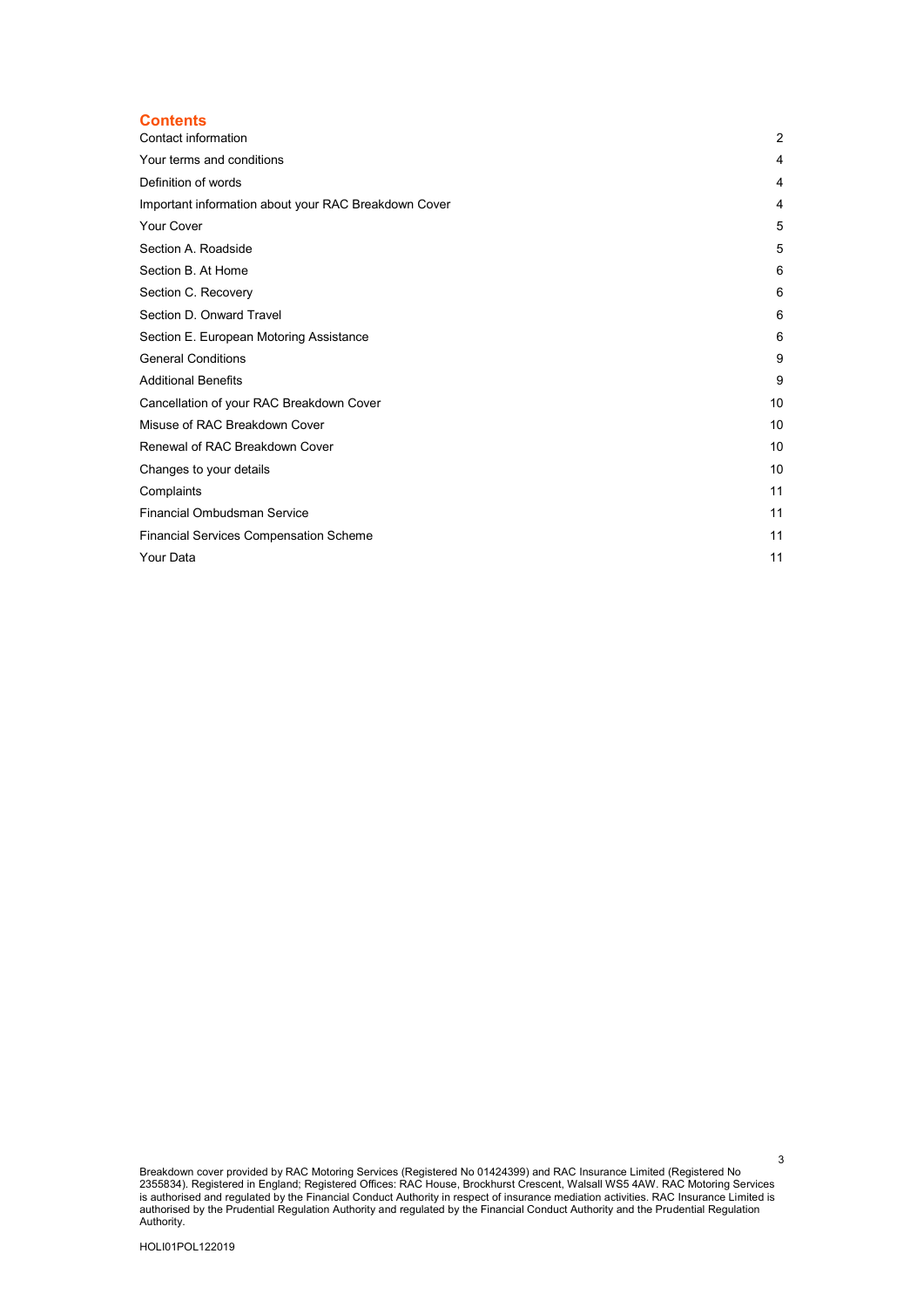## Contents

| | |
|---|---|
| Contact information | 2 |
| Your terms and conditions | 4 |
| Definition of words | 4 |
| Important information about your RAC Breakdown Cover | 4 |
| Your Cover | 5 |
| Section A. Roadside | 5 |
| Section B. At Home | 6 |
| Section C. Recovery | 6 |
| Section D. Onward Travel | 6 |
| Section E. European Motoring Assistance | 6 |
| General Conditions | 9 |
| Additional Benefits | 9 |
| Cancellation of your RAC Breakdown Cover | 10 |
| Misuse of RAC Breakdown Cover | 10 |
| Renewal of RAC Breakdown Cover | 10 |
| Changes to your details | 10 |
| Complaints | 11 |
| Financial Ombudsman Service | 11 |
| Financial Services Compensation Scheme | 11 |
| Your Data | 11 |

Breakdown cover provided by RAC Motoring Services (Registered No 01424399) and RAC Insurance Limited (Registered No 2355834). Registered in England; Registered Offices: RAC House, Brockhurst Crescent, Walsall WS5 4AW. RAC Motoring Services is authorised and regulated by the Financial Conduct Authority in respect of insurance mediation activities. RAC Insurance Limited is authorised by the Prudential Regulation Authority and regulated by the Financial Conduct Authority and the Prudential Regulation Authority.

HOLI01POL122019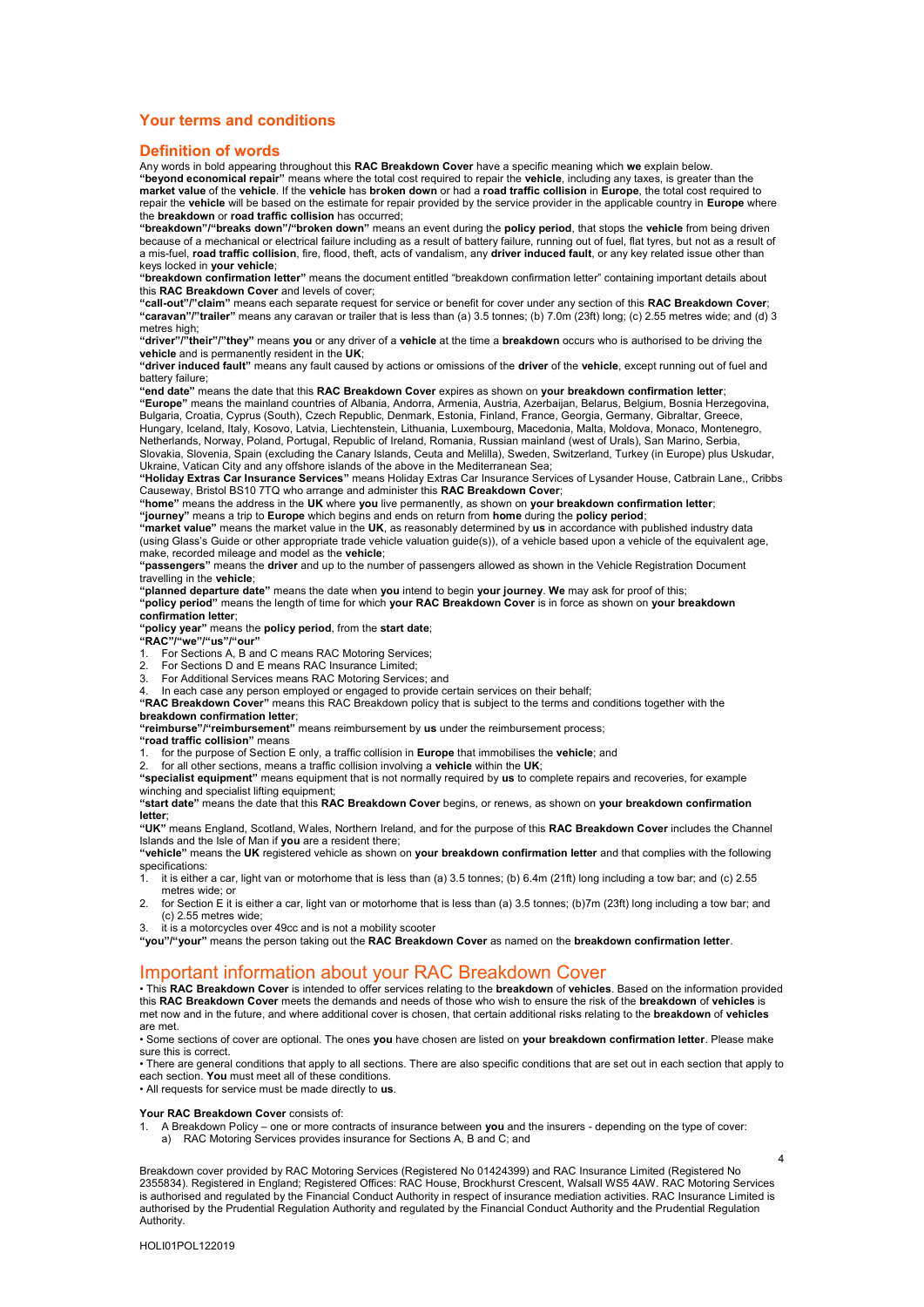## Your terms and conditions

## Definition of words

Any words in bold appearing throughout this **RAC Breakdown Cover** have a specific meaning which **we** explain below.

**"beyond economical repair"** means where the total cost required to repair the **vehicle**, including any taxes, is greater than the **market value** of the **vehicle**. If the **vehicle** has **broken down** or had a **road traffic collision** in **Europe**, the total cost required to repair the **vehicle** will be based on the estimate for repair provided by the service provider in the applicable country in **Europe** where the **breakdown** or **road traffic collision** has occurred;

**"breakdown"/"breaks down"/"broken down"** means an event during the **policy period**, that stops the **vehicle** from being driven because of a mechanical or electrical failure including as a result of battery failure, running out of fuel, flat tyres, but not as a result of a mis-fuel, **road traffic collision**, fire, flood, theft, acts of vandalism, any **driver induced fault**, or any key related issue other than keys locked in **your vehicle**;

**"breakdown confirmation letter"** means the document entitled "breakdown confirmation letter" containing important details about this **RAC Breakdown Cover** and levels of cover;

**"call-out"/"claim"** means each separate request for service or benefit for cover under any section of this **RAC Breakdown Cover**;

**"caravan"/"trailer"** means any caravan or trailer that is less than (a) 3.5 tonnes; (b) 7.0m (23ft) long; (c) 2.55 metres wide; and (d) 3 metres high;

**"driver"/"their"/"they"** means **you** or any driver of a **vehicle** at the time a **breakdown** occurs who is authorised to be driving the **vehicle** and is permanently resident in the **UK**;

**"driver induced fault"** means any fault caused by actions or omissions of the **driver** of the **vehicle**, except running out of fuel and battery failure;

**"end date"** means the date that this **RAC Breakdown Cover** expires as shown on **your breakdown confirmation letter**;

**"Europe"** means the mainland countries of Albania, Andorra, Armenia, Austria, Azerbaijan, Belarus, Belgium, Bosnia Herzegovina, Bulgaria, Croatia, Cyprus (South), Czech Republic, Denmark, Estonia, Finland, France, Georgia, Germany, Gibraltar, Greece, Hungary, Iceland, Italy, Kosovo, Latvia, Liechtenstein, Lithuania, Luxembourg, Macedonia, Malta, Moldova, Monaco, Montenegro, Netherlands, Norway, Poland, Portugal, Republic of Ireland, Romania, Russian mainland (west of Urals), San Marino, Serbia, Slovakia, Slovenia, Spain (excluding the Canary Islands, Ceuta and Melilla), Sweden, Switzerland, Turkey (in Europe) plus Uskudar, Ukraine, Vatican City and any offshore islands of the above in the Mediterranean Sea;

**"Holiday Extras Car Insurance Services"** means Holiday Extras Car Insurance Services of Lysander House, Catbrain Lane,, Cribbs Causeway, Bristol BS10 7TQ who arrange and administer this **RAC Breakdown Cover**;

**"home"** means the address in the **UK** where **you** live permanently, as shown on **your breakdown confirmation letter**;

**"journey"** means a trip to **Europe** which begins and ends on return from **home** during the **policy period**;

**"market value"** means the market value in the **UK**, as reasonably determined by **us** in accordance with published industry data (using Glass's Guide or other appropriate trade vehicle valuation guide(s)), of a vehicle based upon a vehicle of the equivalent age, make, recorded mileage and model as the **vehicle**;

**"passengers"** means the **driver** and up to the number of passengers allowed as shown in the Vehicle Registration Document travelling in the **vehicle**;

**"planned departure date"** means the date when **you** intend to begin **your journey**. **We** may ask for proof of this;

**"policy period"** means the length of time for which **your RAC Breakdown Cover** is in force as shown on **your breakdown confirmation letter**;

**"policy year"** means the **policy period**, from the **start date**;

**"RAC"/"we"/"us"/"our"**

1. For Sections A, B and C means RAC Motoring Services;
2. For Sections D and E means RAC Insurance Limited;
3. For Additional Services means RAC Motoring Services; and
4. In each case any person employed or engaged to provide certain services on their behalf;

**"RAC Breakdown Cover"** means this RAC Breakdown policy that is subject to the terms and conditions together with the **breakdown confirmation letter**;

**"reimburse"/"reimbursement"** means reimbursement by **us** under the reimbursement process;

**"road traffic collision"** means

1. for the purpose of Section E only, a traffic collision in **Europe** that immobilises the **vehicle**; and
2. for all other sections, means a traffic collision involving a **vehicle** within the **UK**;

**"specialist equipment"** means equipment that is not normally required by **us** to complete repairs and recoveries, for example winching and specialist lifting equipment;

**"start date"** means the date that this **RAC Breakdown Cover** begins, or renews, as shown on **your breakdown confirmation letter**;

**"UK"** means England, Scotland, Wales, Northern Ireland, and for the purpose of this **RAC Breakdown Cover** includes the Channel Islands and the Isle of Man if **you** are a resident there;

**"vehicle"** means the **UK** registered vehicle as shown on **your breakdown confirmation letter** and that complies with the following specifications:

1. it is either a car, light van or motorhome that is less than (a) 3.5 tonnes; (b) 6.4m (21ft) long including a tow bar; and (c) 2.55 metres wide; or
2. for Section E it is either a car, light van or motorhome that is less than (a) 3.5 tonnes; (b)7m (23ft) long including a tow bar; and (c) 2.55 metres wide;
3. it is a motorcycles over 49cc and is not a mobility scooter

**"you"/"your"** means the person taking out the **RAC Breakdown Cover** as named on the **breakdown confirmation letter**.

## Important information about your RAC Breakdown Cover

- This **RAC Breakdown Cover** is intended to offer services relating to the **breakdown** of **vehicles**. Based on the information provided this **RAC Breakdown Cover** meets the demands and needs of those who wish to ensure the risk of the **breakdown** of **vehicles** is met now and in the future, and where additional cover is chosen, that certain additional risks relating to the **breakdown** of **vehicles** are met.
- Some sections of cover are optional. The ones **you** have chosen are listed on **your breakdown confirmation letter**. Please make sure this is correct.
- There are general conditions that apply to all sections. There are also specific conditions that are set out in each section that apply to each section. **You** must meet all of these conditions.
- All requests for service must be made directly to **us**.

**Your RAC Breakdown Cover** consists of:

1. A Breakdown Policy – one or more contracts of insurance between **you** and the insurers - depending on the type of cover:
   a) RAC Motoring Services provides insurance for Sections A, B and C; and

Breakdown cover provided by RAC Motoring Services (Registered No 01424399) and RAC Insurance Limited (Registered No 2355834). Registered in England; Registered Offices: RAC House, Brockhurst Crescent, Walsall WS5 4AW. RAC Motoring Services is authorised and regulated by the Financial Conduct Authority in respect of insurance mediation activities. RAC Insurance Limited is authorised by the Prudential Regulation Authority and regulated by the Financial Conduct Authority and the Prudential Regulation Authority.

HOLI01POL122019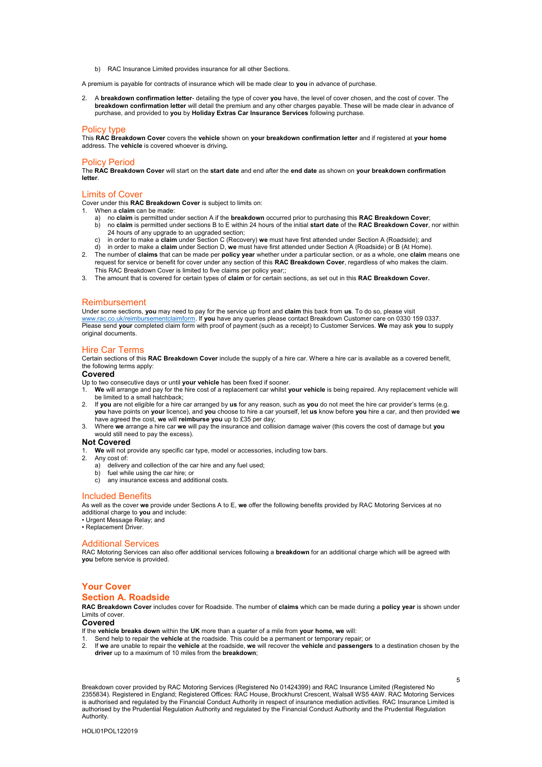b) RAC Insurance Limited provides insurance for all other Sections.

A premium is payable for contracts of insurance which will be made clear to **you** in advance of purchase.

2. A **breakdown confirmation letter**- detailing the type of cover **you** have, the level of cover chosen, and the cost of cover. The **breakdown confirmation letter** will detail the premium and any other charges payable. These will be made clear in advance of purchase, and provided to **you** by **Holiday Extras Car Insurance Services** following purchase.

## Policy type

This **RAC Breakdown Cover** covers the **vehicle** shown on **your breakdown confirmation letter** and if registered at **your home** address. The **vehicle** is covered whoever is driving**.**

## Policy Period

The **RAC Breakdown Cover** will start on the **start date** and end after the **end date** as shown on **your breakdown confirmation letter**.

## Limits of Cover

Cover under this **RAC Breakdown Cover** is subject to limits on:

1. When a **claim** can be made:
   a) no **claim** is permitted under section A if the **breakdown** occurred prior to purchasing this **RAC Breakdown Cover**;
   b) no **claim** is permitted under sections B to E within 24 hours of the initial **start date** of the **RAC Breakdown Cover**, nor within 24 hours of any upgrade to an upgraded section;
   c) in order to make a **claim** under Section C (Recovery) **we** must have first attended under Section A (Roadside); and
   d) in order to make a **claim** under Section D, **we** must have first attended under Section A (Roadside) or B (At Home).
2. The number of **claims** that can be made per **policy year** whether under a particular section, or as a whole, one **claim** means one request for service or benefit for cover under any section of this **RAC Breakdown Cover**, regardless of who makes the claim. This RAC Breakdown Cover is limited to five claims per policy year;;
3. The amount that is covered for certain types of **claim** or for certain sections, as set out in this **RAC Breakdown Cover.**

## Reimbursement

Under some sections, **you** may need to pay for the service up front and **claim** this back from **us**. To do so, please visit www.rac.co.uk/reimbursementclaimform. If **you** have any queries please contact Breakdown Customer care on 0330 159 0337. Please send **your** completed claim form with proof of payment (such as a receipt) to Customer Services. **We** may ask **you** to supply original documents.

## Hire Car Terms

Certain sections of this **RAC Breakdown Cover** include the supply of a hire car. Where a hire car is available as a covered benefit, the following terms apply:

### Covered

Up to two consecutive days or until **your vehicle** has been fixed if sooner.

1. **We** will arrange and pay for the hire cost of a replacement car whilst **your vehicle** is being repaired. Any replacement vehicle will be limited to a small hatchback;
2. If **you** are not eligible for a hire car arranged by **us** for any reason, such as **you** do not meet the hire car provider's terms (e.g. **you** have points on **your** licence), and **you** choose to hire a car yourself, let **us** know before **you** hire a car, and then provided **we** have agreed the cost, **we** will **reimburse you** up to £35 per day;
3. Where **we** arrange a hire car **we** will pay the insurance and collision damage waiver (this covers the cost of damage but **you** would still need to pay the excess).

### Not Covered

1. **We** will not provide any specific car type, model or accessories, including tow bars.
2. Any cost of:
   a) delivery and collection of the car hire and any fuel used;
   b) fuel while using the car hire; or
   c) any insurance excess and additional costs.

## Included Benefits

As well as the cover **we** provide under Sections A to E, **we** offer the following benefits provided by RAC Motoring Services at no additional charge to **you** and include:

- Urgent Message Relay; and
- Replacement Driver.

## Additional Services

RAC Motoring Services can also offer additional services following a **breakdown** for an additional charge which will be agreed with **you** before service is provided.

# Your Cover

## Section A. Roadside

**RAC Breakdown Cover** includes cover for Roadside. The number of **claims** which can be made during a **policy year** is shown under Limits of cover.

### Covered

If the **vehicle breaks down** within the **UK** more than a quarter of a mile from **your home, we** will:

1. Send help to repair the **vehicle** at the roadside. This could be a permanent or temporary repair; or
2. If **we** are unable to repair the **vehicle** at the roadside, **we** will recover the **vehicle** and **passengers** to a destination chosen by the **driver** up to a maximum of 10 miles from the **breakdown**;

Breakdown cover provided by RAC Motoring Services (Registered No 01424399) and RAC Insurance Limited (Registered No 2355834). Registered in England; Registered Offices: RAC House, Brockhurst Crescent, Walsall WS5 4AW. RAC Motoring Services is authorised and regulated by the Financial Conduct Authority in respect of insurance mediation activities. RAC Insurance Limited is authorised by the Prudential Regulation Authority and regulated by the Financial Conduct Authority and the Prudential Regulation Authority.

HOLI01POL122019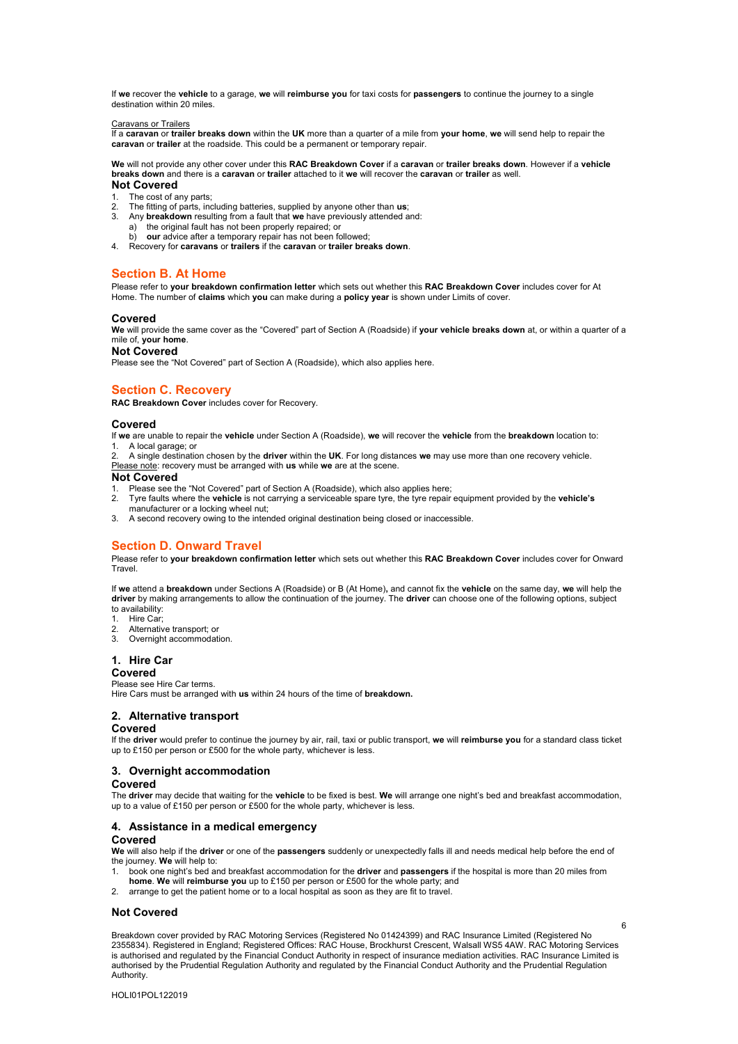If **we** recover the **vehicle** to a garage, **we** will **reimburse you** for taxi costs for **passengers** to continue the journey to a single destination within 20 miles.

Caravans or Trailers

If a **caravan** or **trailer breaks down** within the **UK** more than a quarter of a mile from **your home**, **we** will send help to repair the **caravan** or **trailer** at the roadside. This could be a permanent or temporary repair.

**We** will not provide any other cover under this **RAC Breakdown Cover** if a **caravan** or **trailer breaks down**. However if a **vehicle breaks down** and there is a **caravan** or **trailer** attached to it **we** will recover the **caravan** or **trailer** as well.

### Not Covered

1. The cost of any parts;
2. The fitting of parts, including batteries, supplied by anyone other than **us**;
3. Any **breakdown** resulting from a fault that **we** have previously attended and:
   a) the original fault has not been properly repaired; or
   b) **our** advice after a temporary repair has not been followed;
4. Recovery for **caravans** or **trailers** if the **caravan** or **trailer breaks down**.

## Section B. At Home

Please refer to **your breakdown confirmation letter** which sets out whether this **RAC Breakdown Cover** includes cover for At Home. The number of **claims** which **you** can make during a **policy year** is shown under Limits of cover.

### Covered

**We** will provide the same cover as the "Covered" part of Section A (Roadside) if **your vehicle breaks down** at, or within a quarter of a mile of, **your home**.

### Not Covered

Please see the "Not Covered" part of Section A (Roadside), which also applies here.

## Section C. Recovery

**RAC Breakdown Cover** includes cover for Recovery.

### Covered

If **we** are unable to repair the **vehicle** under Section A (Roadside), **we** will recover the **vehicle** from the **breakdown** location to:

1. A local garage; or
2. A single destination chosen by the **driver** within the **UK**. For long distances **we** may use more than one recovery vehicle.

Please note: recovery must be arranged with **us** while **we** are at the scene.

### Not Covered

1. Please see the "Not Covered" part of Section A (Roadside), which also applies here;
2. Tyre faults where the **vehicle** is not carrying a serviceable spare tyre, the tyre repair equipment provided by the **vehicle's** manufacturer or a locking wheel nut;
3. A second recovery owing to the intended original destination being closed or inaccessible.

## Section D. Onward Travel

Please refer to **your breakdown confirmation letter** which sets out whether this **RAC Breakdown Cover** includes cover for Onward Travel.

If **we** attend a **breakdown** under Sections A (Roadside) or B (At Home)**,** and cannot fix the **vehicle** on the same day, **we** will help the **driver** by making arrangements to allow the continuation of the journey. The **driver** can choose one of the following options, subject to availability:

1. Hire Car;
2. Alternative transport; or
3. Overnight accommodation.

### 1. Hire Car

### Covered

Please see Hire Car terms.

Hire Cars must be arranged with **us** within 24 hours of the time of **breakdown.**

### 2. Alternative transport

### Covered

If the **driver** would prefer to continue the journey by air, rail, taxi or public transport, **we** will **reimburse you** for a standard class ticket up to £150 per person or £500 for the whole party, whichever is less.

### 3. Overnight accommodation

### Covered

The **driver** may decide that waiting for the **vehicle** to be fixed is best. **We** will arrange one night's bed and breakfast accommodation, up to a value of £150 per person or £500 for the whole party, whichever is less.

### 4. Assistance in a medical emergency

### Covered

**We** will also help if the **driver** or one of the **passengers** suddenly or unexpectedly falls ill and needs medical help before the end of the journey. **We** will help to:

1. book one night's bed and breakfast accommodation for the **driver** and **passengers** if the hospital is more than 20 miles from **home**. **We** will **reimburse you** up to £150 per person or £500 for the whole party; and
2. arrange to get the patient home or to a local hospital as soon as they are fit to travel.

### Not Covered

Breakdown cover provided by RAC Motoring Services (Registered No 01424399) and RAC Insurance Limited (Registered No 2355834). Registered in England; Registered Offices: RAC House, Brockhurst Crescent, Walsall WS5 4AW. RAC Motoring Services is authorised and regulated by the Financial Conduct Authority in respect of insurance mediation activities. RAC Insurance Limited is authorised by the Prudential Regulation Authority and regulated by the Financial Conduct Authority and the Prudential Regulation Authority.

HOLI01POL122019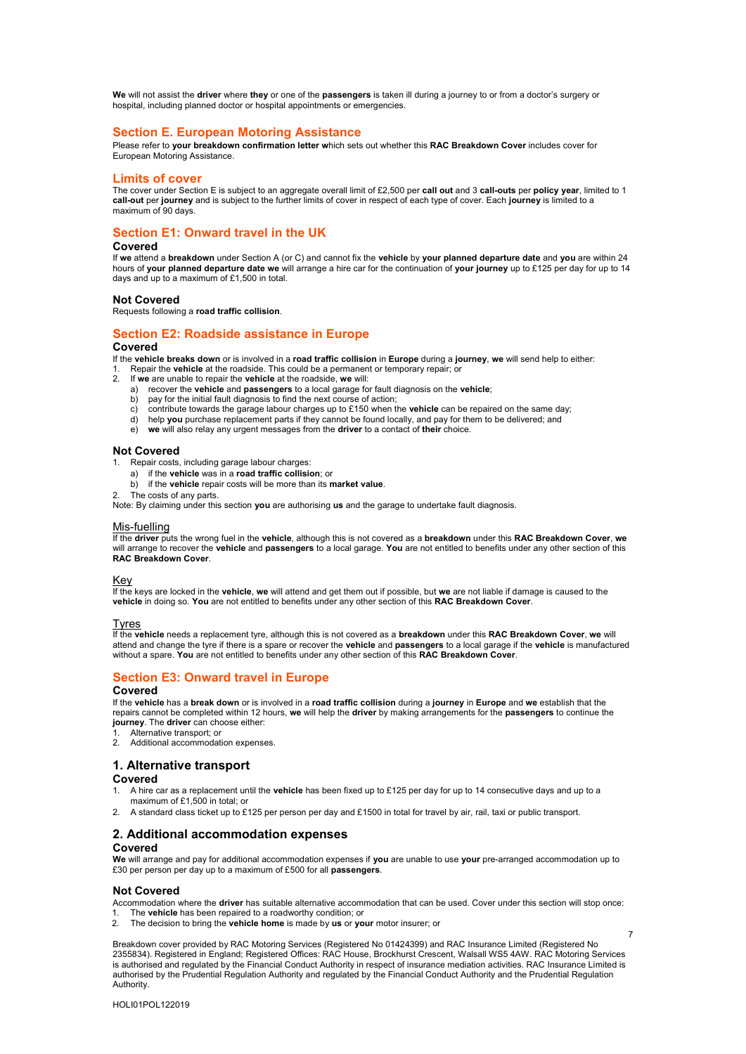**We** will not assist the **driver** where **they** or one of the **passengers** is taken ill during a journey to or from a doctor's surgery or hospital, including planned doctor or hospital appointments or emergencies.

## Section E. European Motoring Assistance

Please refer to **your breakdown confirmation letter w**hich sets out whether this **RAC Breakdown Cover** includes cover for European Motoring Assistance.

## Limits of cover

The cover under Section E is subject to an aggregate overall limit of £2,500 per **call out** and 3 **call-outs** per **policy year**, limited to 1 **call-out** per **journey** and is subject to the further limits of cover in respect of each type of cover. Each **journey** is limited to a maximum of 90 days.

## Section E1: Onward travel in the UK

### Covered

If **we** attend a **breakdown** under Section A (or C) and cannot fix the **vehicle** by **your planned departure date** and **you** are within 24 hours of **your planned departure date we** will arrange a hire car for the continuation of **your journey** up to £125 per day for up to 14 days and up to a maximum of £1,500 in total.

### Not Covered

Requests following a **road traffic collision**.

## Section E2: Roadside assistance in Europe

### Covered

If the **vehicle breaks down** or is involved in a **road traffic collision** in **Europe** during a **journey**, **we** will send help to either:

1. Repair the **vehicle** at the roadside. This could be a permanent or temporary repair; or
2. If **we** are unable to repair the **vehicle** at the roadside, **we** will:
   a) recover the **vehicle** and **passengers** to a local garage for fault diagnosis on the **vehicle**;
   b) pay for the initial fault diagnosis to find the next course of action;
   c) contribute towards the garage labour charges up to £150 when the **vehicle** can be repaired on the same day;
   d) help **you** purchase replacement parts if they cannot be found locally, and pay for them to be delivered; and
   e) **we** will also relay any urgent messages from the **driver** to a contact of **their** choice.

### Not Covered

1. Repair costs, including garage labour charges:
   a) if the **vehicle** was in a **road traffic collision**; or
   b) if the **vehicle** repair costs will be more than its **market value**.
2. The costs of any parts.

Note: By claiming under this section **you** are authorising **us** and the garage to undertake fault diagnosis.

#### Mis-fuelling

If the **driver** puts the wrong fuel in the **vehicle**, although this is not covered as a **breakdown** under this **RAC Breakdown Cover**, **we** will arrange to recover the **vehicle** and **passengers** to a local garage. **You** are not entitled to benefits under any other section of this **RAC Breakdown Cover**.

#### Key

If the keys are locked in the **vehicle**, **we** will attend and get them out if possible, but **we** are not liable if damage is caused to the **vehicle** in doing so. **You** are not entitled to benefits under any other section of this **RAC Breakdown Cover**.

#### Tyres

If the **vehicle** needs a replacement tyre, although this is not covered as a **breakdown** under this **RAC Breakdown Cover**, **we** will attend and change the tyre if there is a spare or recover the **vehicle** and **passengers** to a local garage if the **vehicle** is manufactured without a spare. **You** are not entitled to benefits under any other section of this **RAC Breakdown Cover**.

## Section E3: Onward travel in Europe

### Covered

If the **vehicle** has a **break down** or is involved in a **road traffic collision** during a **journey** in **Europe** and **we** establish that the repairs cannot be completed within 12 hours, **we** will help the **driver** by making arrangements for the **passengers** to continue the **journey**. The **driver** can choose either:

1. Alternative transport; or
2. Additional accommodation expenses.

## 1. Alternative transport

### Covered

1. A hire car as a replacement until the **vehicle** has been fixed up to £125 per day for up to 14 consecutive days and up to a maximum of £1,500 in total; or
2. A standard class ticket up to £125 per person per day and £1500 in total for travel by air, rail, taxi or public transport.

## 2. Additional accommodation expenses

### Covered

**We** will arrange and pay for additional accommodation expenses if **you** are unable to use **your** pre-arranged accommodation up to £30 per person per day up to a maximum of £500 for all **passengers**.

### Not Covered

Accommodation where the **driver** has suitable alternative accommodation that can be used. Cover under this section will stop once:

1. The **vehicle** has been repaired to a roadworthy condition; or
2. The decision to bring the **vehicle home** is made by **us** or **your** motor insurer; or

Breakdown cover provided by RAC Motoring Services (Registered No 01424399) and RAC Insurance Limited (Registered No 2355834). Registered in England; Registered Offices: RAC House, Brockhurst Crescent, Walsall WS5 4AW. RAC Motoring Services is authorised and regulated by the Financial Conduct Authority in respect of insurance mediation activities. RAC Insurance Limited is authorised by the Prudential Regulation Authority and regulated by the Financial Conduct Authority and the Prudential Regulation Authority.

HOLI01POL122019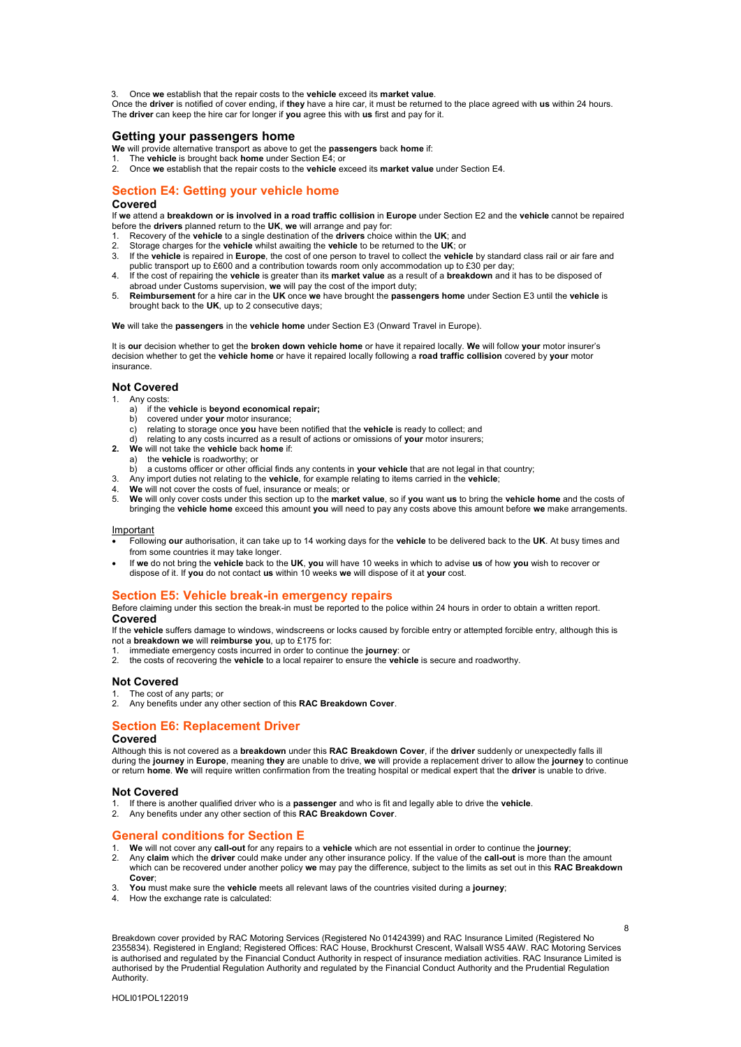3. Once **we** establish that the repair costs to the **vehicle** exceed its **market value**.

Once the **driver** is notified of cover ending, if **they** have a hire car, it must be returned to the place agreed with **us** within 24 hours. The **driver** can keep the hire car for longer if **you** agree this with **us** first and pay for it.

### Getting your passengers home

**We** will provide alternative transport as above to get the **passengers** back **home** if:

1. The **vehicle** is brought back **home** under Section E4; or
2. Once **we** establish that the repair costs to the **vehicle** exceed its **market value** under Section E4.

## Section E4: Getting your vehicle home

### Covered

If **we** attend a **breakdown or is involved in a road traffic collision** in **Europe** under Section E2 and the **vehicle** cannot be repaired before the **drivers** planned return to the **UK**, **we** will arrange and pay for:

1. Recovery of the **vehicle** to a single destination of the **drivers** choice within the **UK**; and
2. Storage charges for the **vehicle** whilst awaiting the **vehicle** to be returned to the **UK**; or
3. If the **vehicle** is repaired in **Europe**, the cost of one person to travel to collect the **vehicle** by standard class rail or air fare and public transport up to £600 and a contribution towards room only accommodation up to £30 per day;
4. If the cost of repairing the **vehicle** is greater than its **market value** as a result of a **breakdown** and it has to be disposed of abroad under Customs supervision, **we** will pay the cost of the import duty;
5. **Reimbursement** for a hire car in the **UK** once **we** have brought the **passengers home** under Section E3 until the **vehicle** is brought back to the **UK**, up to 2 consecutive days;

**We** will take the **passengers** in the **vehicle home** under Section E3 (Onward Travel in Europe).

It is **our** decision whether to get the **broken down vehicle home** or have it repaired locally. **We** will follow **your** motor insurer's decision whether to get the **vehicle home** or have it repaired locally following a **road traffic collision** covered by **your** motor insurance.

### Not Covered

1. Any costs:
   a) if the **vehicle** is **beyond economical repair;**
   b) covered under **your** motor insurance;
   c) relating to storage once **you** have been notified that the **vehicle** is ready to collect; and
   d) relating to any costs incurred as a result of actions or omissions of **your** motor insurers;
2. **We** will not take the **vehicle** back **home** if:
   a) the **vehicle** is roadworthy; or
   b) a customs officer or other official finds any contents in **your vehicle** that are not legal in that country;
3. Any import duties not relating to the **vehicle**, for example relating to items carried in the **vehicle**;
4. **We** will not cover the costs of fuel, insurance or meals; or
5. **We** will only cover costs under this section up to the **market value**, so if **you** want **us** to bring the **vehicle home** and the costs of bringing the **vehicle home** exceed this amount **you** will need to pay any costs above this amount before **we** make arrangements.

Important

- Following **our** authorisation, it can take up to 14 working days for the **vehicle** to be delivered back to the **UK**. At busy times and from some countries it may take longer.
- If **we** do not bring the **vehicle** back to the **UK**, **you** will have 10 weeks in which to advise **us** of how **you** wish to recover or dispose of it. If **you** do not contact **us** within 10 weeks **we** will dispose of it at **your** cost.

## Section E5: Vehicle break-in emergency repairs

Before claiming under this section the break-in must be reported to the police within 24 hours in order to obtain a written report.

### Covered

If the **vehicle** suffers damage to windows, windscreens or locks caused by forcible entry or attempted forcible entry, although this is not a **breakdown we** will **reimburse you**, up to £175 for:

1. immediate emergency costs incurred in order to continue the **journey**: or
2. the costs of recovering the **vehicle** to a local repairer to ensure the **vehicle** is secure and roadworthy.

### Not Covered

1. The cost of any parts; or
2. Any benefits under any other section of this **RAC Breakdown Cover**.

## Section E6: Replacement Driver

### Covered

Although this is not covered as a **breakdown** under this **RAC Breakdown Cover**, if the **driver** suddenly or unexpectedly falls ill during the **journey** in **Europe**, meaning **they** are unable to drive, **we** will provide a replacement driver to allow the **journey** to continue or return **home**. **We** will require written confirmation from the treating hospital or medical expert that the **driver** is unable to drive.

### Not Covered

1. If there is another qualified driver who is a **passenger** and who is fit and legally able to drive the **vehicle**.
2. Any benefits under any other section of this **RAC Breakdown Cover**.

## General conditions for Section E

1. **We** will not cover any **call-out** for any repairs to a **vehicle** which are not essential in order to continue the **journey**;
2. Any **claim** which the **driver** could make under any other insurance policy. If the value of the **call-out** is more than the amount which can be recovered under another policy **we** may pay the difference, subject to the limits as set out in this **RAC Breakdown Cover**;
3. **You** must make sure the **vehicle** meets all relevant laws of the countries visited during a **journey**;
4. How the exchange rate is calculated:

Breakdown cover provided by RAC Motoring Services (Registered No 01424399) and RAC Insurance Limited (Registered No 2355834). Registered in England; Registered Offices: RAC House, Brockhurst Crescent, Walsall WS5 4AW. RAC Motoring Services is authorised and regulated by the Financial Conduct Authority in respect of insurance mediation activities. RAC Insurance Limited is authorised by the Prudential Regulation Authority and regulated by the Financial Conduct Authority and the Prudential Regulation Authority.

HOLI01POL122019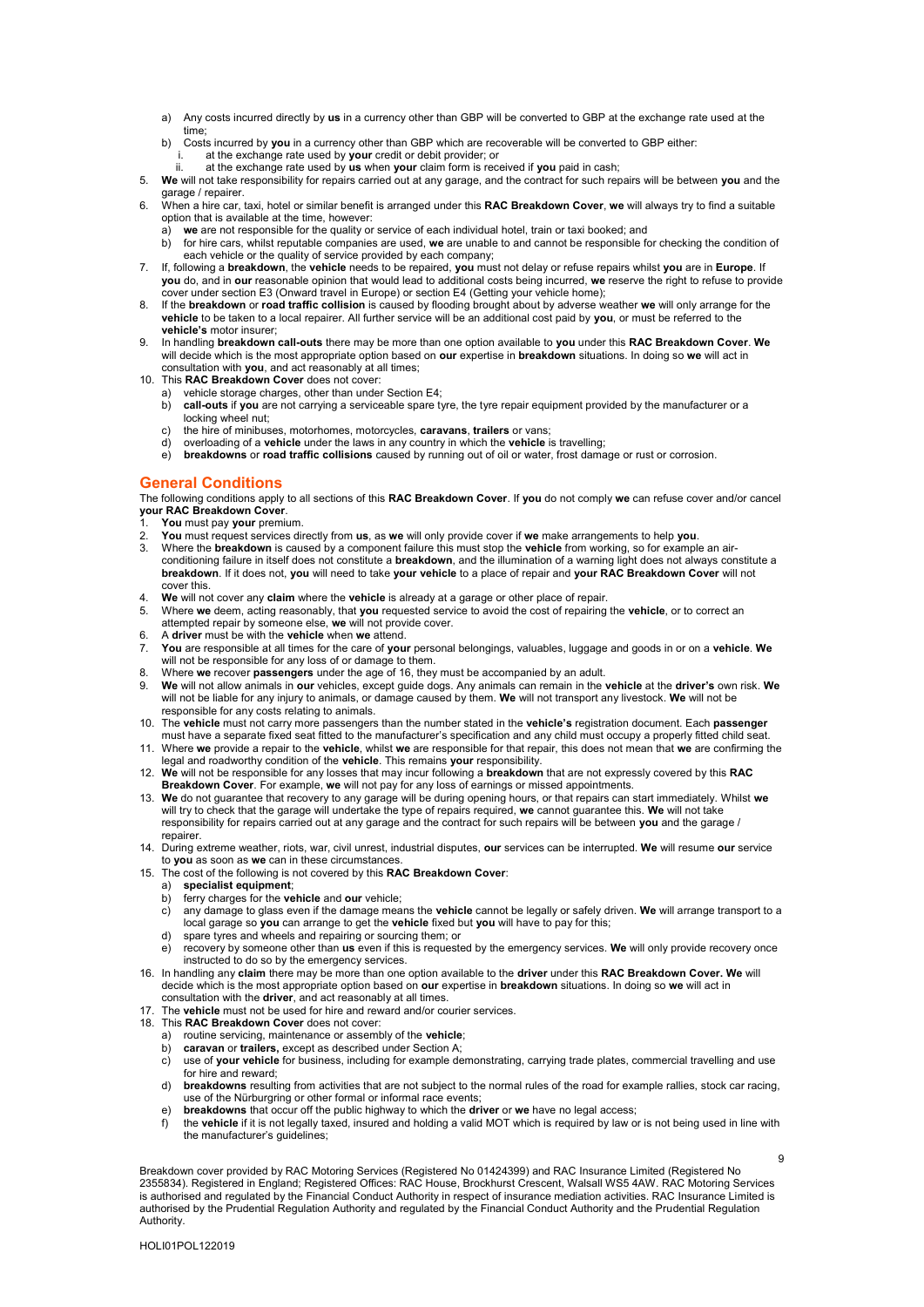a) Any costs incurred directly by **us** in a currency other than GBP will be converted to GBP at the exchange rate used at the time;
b) Costs incurred by **you** in a currency other than GBP which are recoverable will be converted to GBP either:
   i. at the exchange rate used by **your** credit or debit provider; or
   ii. at the exchange rate used by **us** when **your** claim form is received if **you** paid in cash;

5. **We** will not take responsibility for repairs carried out at any garage, and the contract for such repairs will be between **you** and the garage / repairer.
6. When a hire car, taxi, hotel or similar benefit is arranged under this **RAC Breakdown Cover**, **we** will always try to find a suitable option that is available at the time, however:
   a) **we** are not responsible for the quality or service of each individual hotel, train or taxi booked; and
   b) for hire cars, whilst reputable companies are used, **we** are unable to and cannot be responsible for checking the condition of each vehicle or the quality of service provided by each company;
7. If, following a **breakdown**, the **vehicle** needs to be repaired, **you** must not delay or refuse repairs whilst **you** are in **Europe**. If **you** do, and in **our** reasonable opinion that would lead to additional costs being incurred, **we** reserve the right to refuse to provide cover under section E3 (Onward travel in Europe) or section E4 (Getting your vehicle home);
8. If the **breakdown** or **road traffic collision** is caused by flooding brought about by adverse weather **we** will only arrange for the **vehicle** to be taken to a local repairer. All further service will be an additional cost paid by **you**, or must be referred to the **vehicle's** motor insurer;
9. In handling **breakdown call-outs** there may be more than one option available to **you** under this **RAC Breakdown Cover**. **We** will decide which is the most appropriate option based on **our** expertise in **breakdown** situations. In doing so **we** will act in consultation with **you**, and act reasonably at all times;
10. This **RAC Breakdown Cover** does not cover:
    a) vehicle storage charges, other than under Section E4;
    b) **call-outs** if **you** are not carrying a serviceable spare tyre, the tyre repair equipment provided by the manufacturer or a locking wheel nut;
    c) the hire of minibuses, motorhomes, motorcycles, **caravans**, **trailers** or vans;
    d) overloading of a **vehicle** under the laws in any country in which the **vehicle** is travelling;
    e) **breakdowns** or **road traffic collisions** caused by running out of oil or water, frost damage or rust or corrosion.

## General Conditions

The following conditions apply to all sections of this **RAC Breakdown Cover**. If **you** do not comply **we** can refuse cover and/or cancel **your RAC Breakdown Cover**.

1. **You** must pay **your** premium.
2. **You** must request services directly from **us**, as **we** will only provide cover if **we** make arrangements to help **you**.
3. Where the **breakdown** is caused by a component failure this must stop the **vehicle** from working, so for example an air-conditioning failure in itself does not constitute a **breakdown**, and the illumination of a warning light does not always constitute a **breakdown**. If it does not, **you** will need to take **your vehicle** to a place of repair and **your RAC Breakdown Cover** will not cover this.
4. **We** will not cover any **claim** where the **vehicle** is already at a garage or other place of repair.
5. Where **we** deem, acting reasonably, that **you** requested service to avoid the cost of repairing the **vehicle**, or to correct an attempted repair by someone else, **we** will not provide cover.
6. A **driver** must be with the **vehicle** when **we** attend.
7. **You** are responsible at all times for the care of **your** personal belongings, valuables, luggage and goods in or on a **vehicle**. **We** will not be responsible for any loss of or damage to them.
8. Where **we** recover **passengers** under the age of 16, they must be accompanied by an adult.
9. **We** will not allow animals in **our** vehicles, except guide dogs. Any animals can remain in the **vehicle** at the **driver's** own risk. **We** will not be liable for any injury to animals, or damage caused by them. **We** will not transport any livestock. **We** will not be responsible for any costs relating to animals.
10. The **vehicle** must not carry more passengers than the number stated in the **vehicle's** registration document. Each **passenger** must have a separate fixed seat fitted to the manufacturer's specification and any child must occupy a properly fitted child seat.
11. Where **we** provide a repair to the **vehicle**, whilst **we** are responsible for that repair, this does not mean that **we** are confirming the legal and roadworthy condition of the **vehicle**. This remains **your** responsibility.
12. **We** will not be responsible for any losses that may incur following a **breakdown** that are not expressly covered by this **RAC Breakdown Cover**. For example, **we** will not pay for any loss of earnings or missed appointments.
13. **We** do not guarantee that recovery to any garage will be during opening hours, or that repairs can start immediately. Whilst **we** will try to check that the garage will undertake the type of repairs required, **we** cannot guarantee this. **We** will not take responsibility for repairs carried out at any garage and the contract for such repairs will be between **you** and the garage / repairer.
14. During extreme weather, riots, war, civil unrest, industrial disputes, **our** services can be interrupted. **We** will resume **our** service to **you** as soon as **we** can in these circumstances.
15. The cost of the following is not covered by this **RAC Breakdown Cover**:
    a) **specialist equipment**;
    b) ferry charges for the **vehicle** and **our** vehicle;
    c) any damage to glass even if the damage means the **vehicle** cannot be legally or safely driven. **We** will arrange transport to a local garage so **you** can arrange to get the **vehicle** fixed but **you** will have to pay for this;
    d) spare tyres and wheels and repairing or sourcing them; or
    e) recovery by someone other than **us** even if this is requested by the emergency services. **We** will only provide recovery once instructed to do so by the emergency services.
16. In handling any **claim** there may be more than one option available to the **driver** under this **RAC Breakdown Cover. We** will decide which is the most appropriate option based on **our** expertise in **breakdown** situations. In doing so **we** will act in consultation with the **driver**, and act reasonably at all times.
17. The **vehicle** must not be used for hire and reward and/or courier services.
18. This **RAC Breakdown Cover** does not cover:
    a) routine servicing, maintenance or assembly of the **vehicle**;
    b) **caravan** or **trailers,** except as described under Section A;
    c) use of **your vehicle** for business, including for example demonstrating, carrying trade plates, commercial travelling and use for hire and reward;
    d) **breakdowns** resulting from activities that are not subject to the normal rules of the road for example rallies, stock car racing, use of the Nürburgring or other formal or informal race events;
    e) **breakdowns** that occur off the public highway to which the **driver** or **we** have no legal access;
    f) the **vehicle** if it is not legally taxed, insured and holding a valid MOT which is required by law or is not being used in line with the manufacturer's guidelines;

Breakdown cover provided by RAC Motoring Services (Registered No 01424399) and RAC Insurance Limited (Registered No 2355834). Registered in England; Registered Offices: RAC House, Brockhurst Crescent, Walsall WS5 4AW. RAC Motoring Services is authorised and regulated by the Financial Conduct Authority in respect of insurance mediation activities. RAC Insurance Limited is authorised by the Prudential Regulation Authority and regulated by the Financial Conduct Authority and the Prudential Regulation Authority.

HOLI01POL122019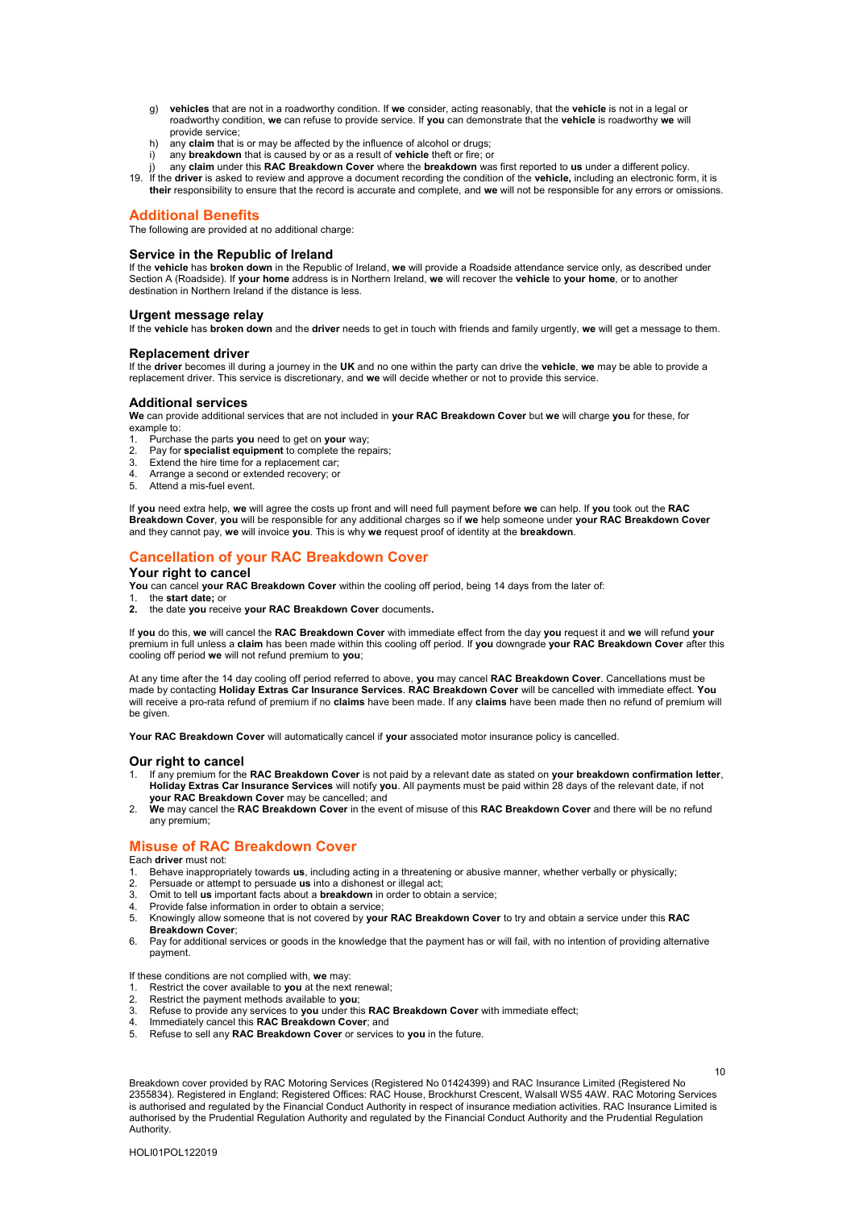g) **vehicles** that are not in a roadworthy condition. If **we** consider, acting reasonably, that the **vehicle** is not in a legal or roadworthy condition, **we** can refuse to provide service. If **you** can demonstrate that the **vehicle** is roadworthy **we** will provide service;
h) any **claim** that is or may be affected by the influence of alcohol or drugs;
i) any **breakdown** that is caused by or as a result of **vehicle** theft or fire; or
j) any **claim** under this **RAC Breakdown Cover** where the **breakdown** was first reported to **us** under a different policy.

19. If the **driver** is asked to review and approve a document recording the condition of the **vehicle,** including an electronic form, it is **their** responsibility to ensure that the record is accurate and complete, and **we** will not be responsible for any errors or omissions.

## Additional Benefits

The following are provided at no additional charge:

### Service in the Republic of Ireland

If the **vehicle** has **broken down** in the Republic of Ireland, **we** will provide a Roadside attendance service only, as described under Section A (Roadside). If **your home** address is in Northern Ireland, **we** will recover the **vehicle** to **your home**, or to another destination in Northern Ireland if the distance is less.

### Urgent message relay

If the **vehicle** has **broken down** and the **driver** needs to get in touch with friends and family urgently, **we** will get a message to them.

### Replacement driver

If the **driver** becomes ill during a journey in the **UK** and no one within the party can drive the **vehicle**, **we** may be able to provide a replacement driver. This service is discretionary, and **we** will decide whether or not to provide this service.

### Additional services

**We** can provide additional services that are not included in **your RAC Breakdown Cover** but **we** will charge **you** for these, for example to:

1. Purchase the parts **you** need to get on **your** way;
2. Pay for **specialist equipment** to complete the repairs;
3. Extend the hire time for a replacement car;
4. Arrange a second or extended recovery; or
5. Attend a mis-fuel event.

If **you** need extra help, **we** will agree the costs up front and will need full payment before **we** can help. If **you** took out the **RAC Breakdown Cover**, **you** will be responsible for any additional charges so if **we** help someone under **your RAC Breakdown Cover** and they cannot pay, **we** will invoice **you**. This is why **we** request proof of identity at the **breakdown**.

## Cancellation of your RAC Breakdown Cover

### Your right to cancel

**You** can cancel **your RAC Breakdown Cover** within the cooling off period, being 14 days from the later of:

1. the **start date;** or
2. the date **you** receive **your RAC Breakdown Cover** documents**.**

If **you** do this, **we** will cancel the **RAC Breakdown Cover** with immediate effect from the day **you** request it and **we** will refund **your** premium in full unless a **claim** has been made within this cooling off period. If **you** downgrade **your RAC Breakdown Cover** after this cooling off period **we** will not refund premium to **you**;

At any time after the 14 day cooling off period referred to above, **you** may cancel **RAC Breakdown Cover**. Cancellations must be made by contacting **Holiday Extras Car Insurance Services**. **RAC Breakdown Cover** will be cancelled with immediate effect. **You** will receive a pro-rata refund of premium if no **claims** have been made. If any **claims** have been made then no refund of premium will be given.

**Your RAC Breakdown Cover** will automatically cancel if **your** associated motor insurance policy is cancelled.

### Our right to cancel

1. If any premium for the **RAC Breakdown Cover** is not paid by a relevant date as stated on **your breakdown confirmation letter**, **Holiday Extras Car Insurance Services** will notify **you**. All payments must be paid within 28 days of the relevant date, if not **your RAC Breakdown Cover** may be cancelled; and
2. **We** may cancel the **RAC Breakdown Cover** in the event of misuse of this **RAC Breakdown Cover** and there will be no refund any premium;

## Misuse of RAC Breakdown Cover

Each **driver** must not:

1. Behave inappropriately towards **us**, including acting in a threatening or abusive manner, whether verbally or physically;
2. Persuade or attempt to persuade **us** into a dishonest or illegal act;
3. Omit to tell **us** important facts about a **breakdown** in order to obtain a service;
4. Provide false information in order to obtain a service;
5. Knowingly allow someone that is not covered by **your RAC Breakdown Cover** to try and obtain a service under this **RAC Breakdown Cover**;
6. Pay for additional services or goods in the knowledge that the payment has or will fail, with no intention of providing alternative payment.

If these conditions are not complied with, **we** may:

1. Restrict the cover available to **you** at the next renewal;
2. Restrict the payment methods available to **you**;
3. Refuse to provide any services to **you** under this **RAC Breakdown Cover** with immediate effect;
4. Immediately cancel this **RAC Breakdown Cover**; and
5. Refuse to sell any **RAC Breakdown Cover** or services to **you** in the future.

Breakdown cover provided by RAC Motoring Services (Registered No 01424399) and RAC Insurance Limited (Registered No 2355834). Registered in England; Registered Offices: RAC House, Brockhurst Crescent, Walsall WS5 4AW. RAC Motoring Services is authorised and regulated by the Financial Conduct Authority in respect of insurance mediation activities. RAC Insurance Limited is authorised by the Prudential Regulation Authority and regulated by the Financial Conduct Authority and the Prudential Regulation Authority.

HOLI01POL122019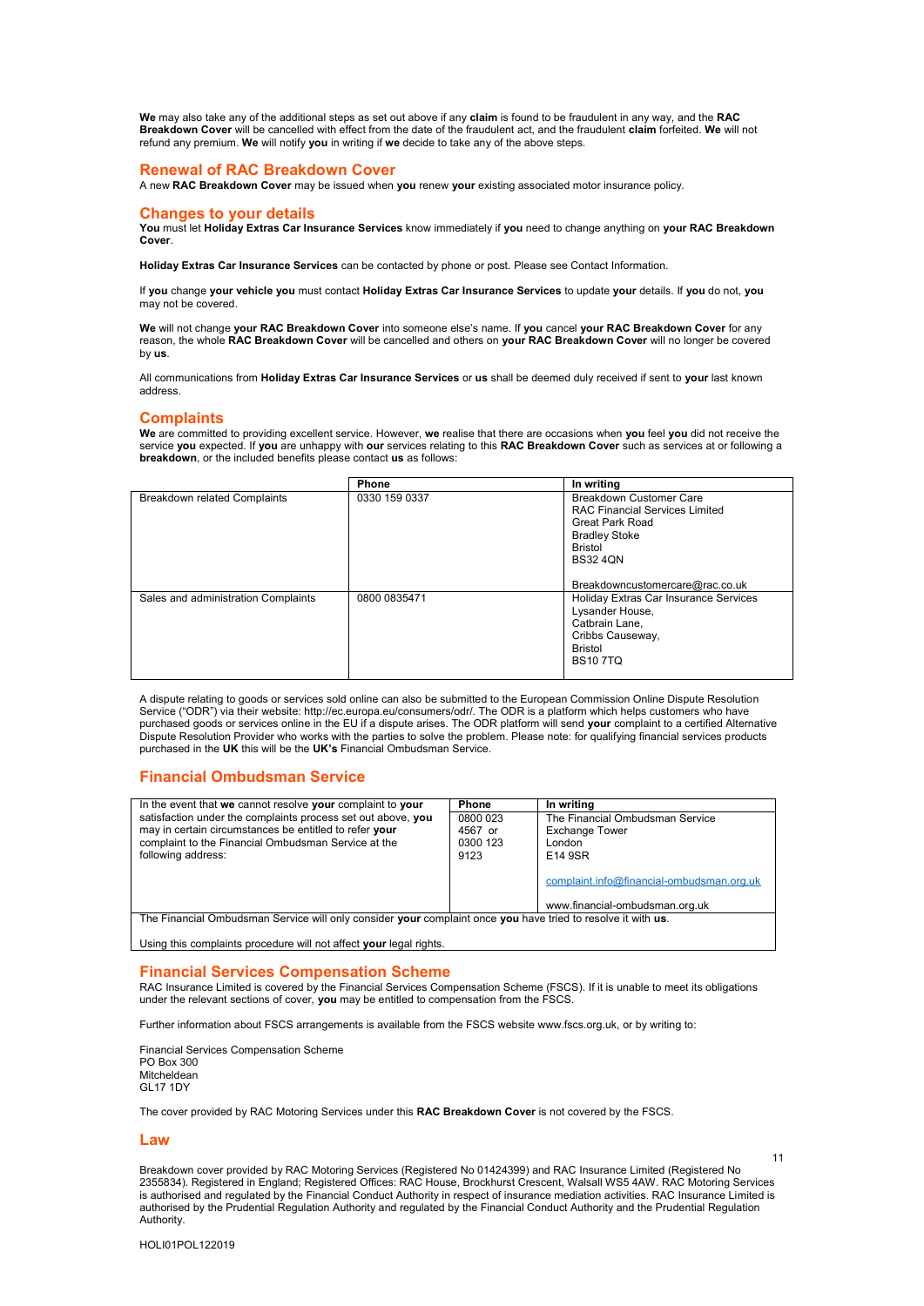**We** may also take any of the additional steps as set out above if any **claim** is found to be fraudulent in any way, and the **RAC Breakdown Cover** will be cancelled with effect from the date of the fraudulent act, and the fraudulent **claim** forfeited. **We** will not refund any premium. **We** will notify **you** in writing if **we** decide to take any of the above steps.

## Renewal of RAC Breakdown Cover

A new **RAC Breakdown Cover** may be issued when **you** renew **your** existing associated motor insurance policy.

## Changes to your details

**You** must let **Holiday Extras Car Insurance Services** know immediately if **you** need to change anything on **your RAC Breakdown Cover**.

**Holiday Extras Car Insurance Services** can be contacted by phone or post. Please see Contact Information.

If **you** change **your vehicle you** must contact **Holiday Extras Car Insurance Services** to update **your** details. If **you** do not, **you** may not be covered.

**We** will not change **your RAC Breakdown Cover** into someone else's name. If **you** cancel **your RAC Breakdown Cover** for any reason, the whole **RAC Breakdown Cover** will be cancelled and others on **your RAC Breakdown Cover** will no longer be covered by **us**.

All communications from **Holiday Extras Car Insurance Services** or **us** shall be deemed duly received if sent to **your** last known address.

## Complaints

**We** are committed to providing excellent service. However, **we** realise that there are occasions when **you** feel **you** did not receive the service **you** expected. If **you** are unhappy with **our** services relating to this **RAC Breakdown Cover** such as services at or following a **breakdown**, or the included benefits please contact **us** as follows:

| | Phone | In writing |
|---|---|---|
| Breakdown related Complaints | 0330 159 0337 | Breakdown Customer Care<br>RAC Financial Services Limited<br>Great Park Road<br>Bradley Stoke<br>Bristol<br>BS32 4QN<br><br>Breakdowncustomercare@rac.co.uk |
| Sales and administration Complaints | 0800 0835471 | Holiday Extras Car Insurance Services<br>Lysander House,<br>Catbrain Lane,<br>Cribbs Causeway,<br>Bristol<br>BS10 7TQ |

A dispute relating to goods or services sold online can also be submitted to the European Commission Online Dispute Resolution Service ("ODR") via their website: http://ec.europa.eu/consumers/odr/. The ODR is a platform which helps customers who have purchased goods or services online in the EU if a dispute arises. The ODR platform will send **your** complaint to a certified Alternative Dispute Resolution Provider who works with the parties to solve the problem. Please note: for qualifying financial services products purchased in the **UK** this will be the **UK's** Financial Ombudsman Service.

## Financial Ombudsman Service

| In the event that **we** cannot resolve **your** complaint to **your** satisfaction under the complaints process set out above, **you** may in certain circumstances be entitled to refer **your** complaint to the Financial Ombudsman Service at the following address: | Phone | In writing |
|---|---|---|
| | 0800 023 4567 or 0300 123 9123 | The Financial Ombudsman Service<br>Exchange Tower<br>London<br>E14 9SR<br><br>complaint.info@financial-ombudsman.org.uk<br><br>www.financial-ombudsman.org.uk |

The Financial Ombudsman Service will only consider **your** complaint once **you** have tried to resolve it with **us**.

Using this complaints procedure will not affect **your** legal rights.

## Financial Services Compensation Scheme

RAC Insurance Limited is covered by the Financial Services Compensation Scheme (FSCS). If it is unable to meet its obligations under the relevant sections of cover, **you** may be entitled to compensation from the FSCS.

Further information about FSCS arrangements is available from the FSCS website www.fscs.org.uk, or by writing to:

Financial Services Compensation Scheme
PO Box 300
Mitcheldean
GL17 1DY

The cover provided by RAC Motoring Services under this **RAC Breakdown Cover** is not covered by the FSCS.

## Law

Breakdown cover provided by RAC Motoring Services (Registered No 01424399) and RAC Insurance Limited (Registered No 2355834). Registered in England; Registered Offices: RAC House, Brockhurst Crescent, Walsall WS5 4AW. RAC Motoring Services is authorised and regulated by the Financial Conduct Authority in respect of insurance mediation activities. RAC Insurance Limited is authorised by the Prudential Regulation Authority and regulated by the Financial Conduct Authority and the Prudential Regulation Authority.

HOLI01POL122019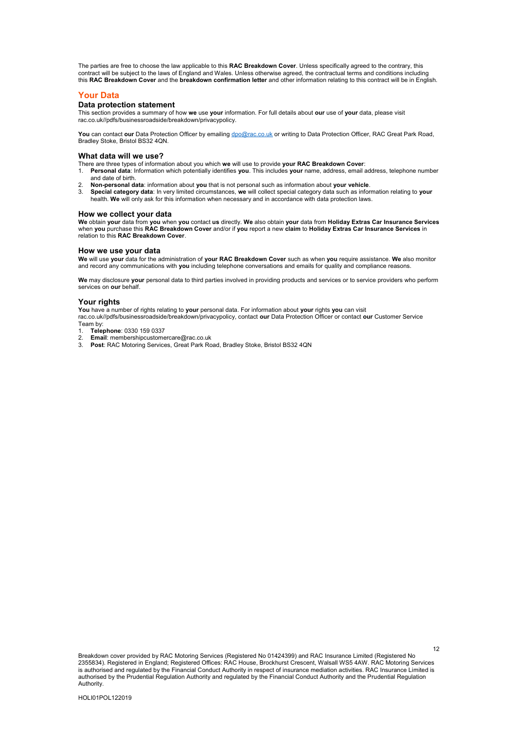The parties are free to choose the law applicable to this **RAC Breakdown Cover**. Unless specifically agreed to the contrary, this contract will be subject to the laws of England and Wales. Unless otherwise agreed, the contractual terms and conditions including this **RAC Breakdown Cover** and the **breakdown confirmation letter** and other information relating to this contract will be in English.

## Your Data

### Data protection statement

This section provides a summary of how **we** use **your** information. For full details about **our** use of **your** data, please visit rac.co.uk//pdfs/businessroadside/breakdown/privacypolicy.

**You** can contact **our** Data Protection Officer by emailing dpo@rac.co.uk or writing to Data Protection Officer, RAC Great Park Road, Bradley Stoke, Bristol BS32 4QN.

### What data will we use?

There are three types of information about you which **we** will use to provide **your RAC Breakdown Cover**:

1. **Personal data**: Information which potentially identifies **you**. This includes **your** name, address, email address, telephone number and date of birth.
2. **Non-personal data**: information about **you** that is not personal such as information about **your vehicle**.
3. **Special category data**: In very limited circumstances, **we** will collect special category data such as information relating to **your** health. **We** will only ask for this information when necessary and in accordance with data protection laws.

### How we collect your data

**We** obtain **your** data from **you** when **you** contact **us** directly. **We** also obtain **your** data from **Holiday Extras Car Insurance Services** when **you** purchase this **RAC Breakdown Cover** and/or if **you** report a new **claim** to **Holiday Extras Car Insurance Services** in relation to this **RAC Breakdown Cover**.

### How we use your data

**We** will use **your** data for the administration of **your RAC Breakdown Cover** such as when **you** require assistance. **We** also monitor and record any communications with **you** including telephone conversations and emails for quality and compliance reasons.

**We** may disclosure **your** personal data to third parties involved in providing products and services or to service providers who perform services on **our** behalf.

### Your rights

**You** have a number of rights relating to **your** personal data. For information about **your** rights **you** can visit rac.co.uk//pdfs/businessroadside/breakdown/privacypolicy, contact **our** Data Protection Officer or contact **our** Customer Service Team by:

1. **Telephone**: 0330 159 0337
2. **Email**: membershipcustomercare@rac.co.uk
3. **Post**: RAC Motoring Services, Great Park Road, Bradley Stoke, Bristol BS32 4QN

Breakdown cover provided by RAC Motoring Services (Registered No 01424399) and RAC Insurance Limited (Registered No 2355834). Registered in England; Registered Offices: RAC House, Brockhurst Crescent, Walsall WS5 4AW. RAC Motoring Services is authorised and regulated by the Financial Conduct Authority in respect of insurance mediation activities. RAC Insurance Limited is authorised by the Prudential Regulation Authority and regulated by the Financial Conduct Authority and the Prudential Regulation Authority.

HOLI01POL122019